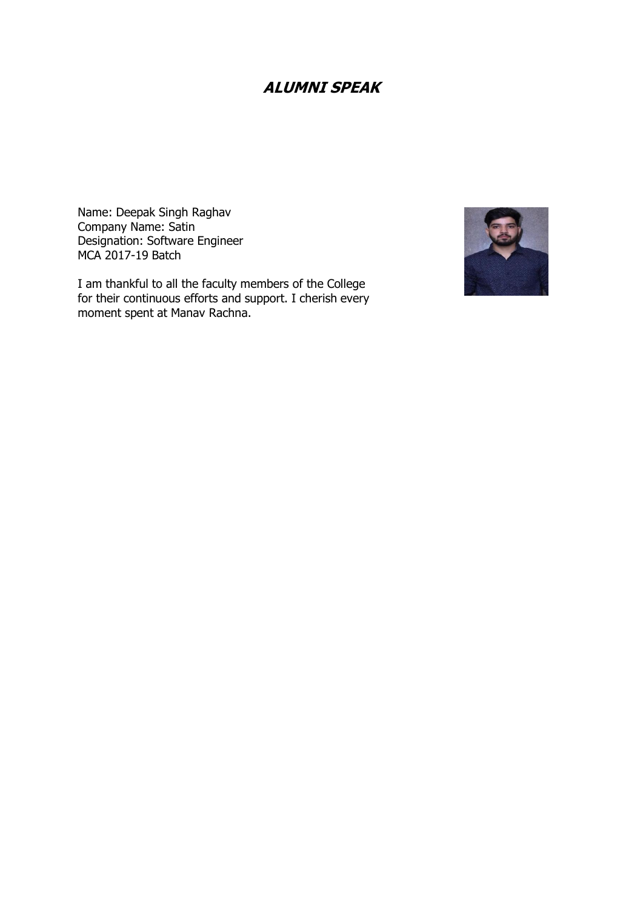# ***ALUMNI SPEAK***

Name: Deepak Singh Raghav
Company Name: Satin
Designation: Software Engineer
MCA 2017-19 Batch

I am thankful to all the faculty members of the College for their continuous efforts and support. I cherish every moment spent at Manav Rachna.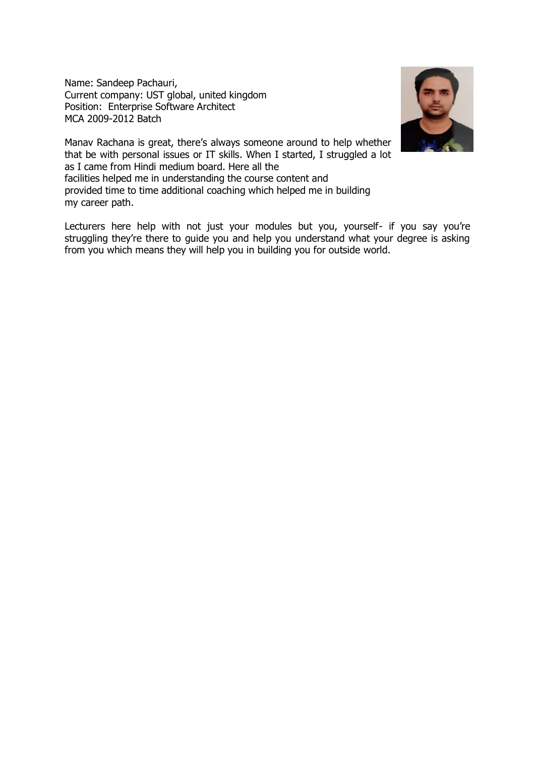Name: Sandeep Pachauri,
Current company: UST global, united kingdom
Position: Enterprise Software Architect
MCA 2009-2012 Batch

Manav Rachana is great, there's always someone around to help whether that be with personal issues or IT skills. When I started, I struggled a lot as I came from Hindi medium board. Here all the facilities helped me in understanding the course content and provided time to time additional coaching which helped me in building my career path.

Lecturers here help with not just your modules but you, yourself- if you say you're struggling they're there to guide you and help you understand what your degree is asking from you which means they will help you in building you for outside world.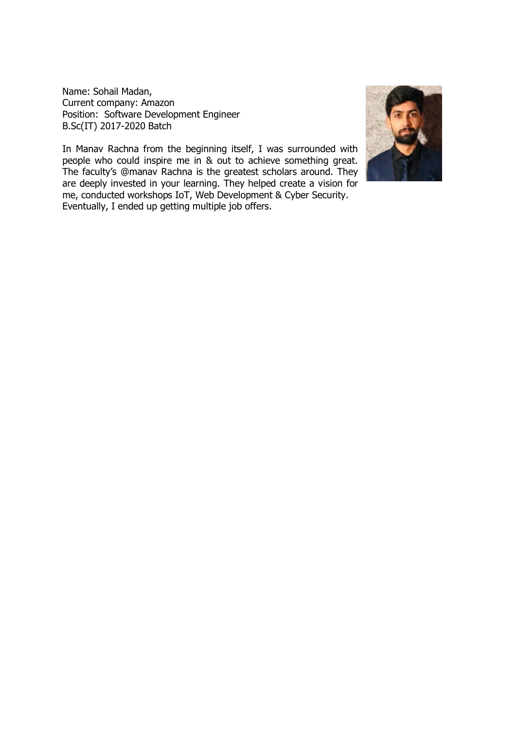Name: Sohail Madan,
Current company: Amazon
Position: Software Development Engineer
B.Sc(IT) 2017-2020 Batch

In Manav Rachna from the beginning itself, I was surrounded with people who could inspire me in & out to achieve something great. The faculty's @manav Rachna is the greatest scholars around. They are deeply invested in your learning. They helped create a vision for me, conducted workshops IoT, Web Development & Cyber Security. Eventually, I ended up getting multiple job offers.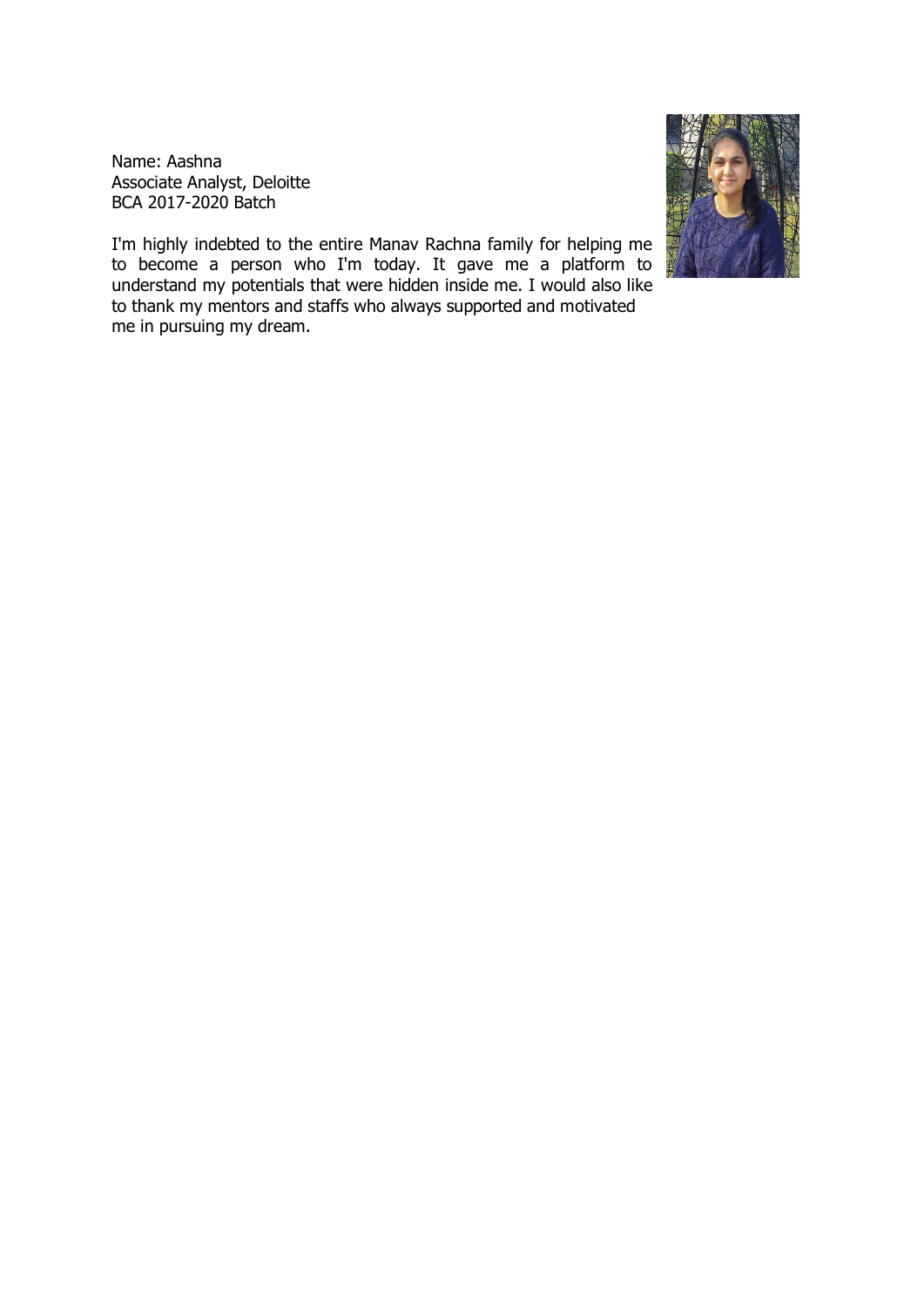Name: Aashna
Associate Analyst, Deloitte
BCA 2017-2020 Batch

I'm highly indebted to the entire Manav Rachna family for helping me to become a person who I'm today. It gave me a platform to understand my potentials that were hidden inside me. I would also like to thank my mentors and staffs who always supported and motivated me in pursuing my dream.